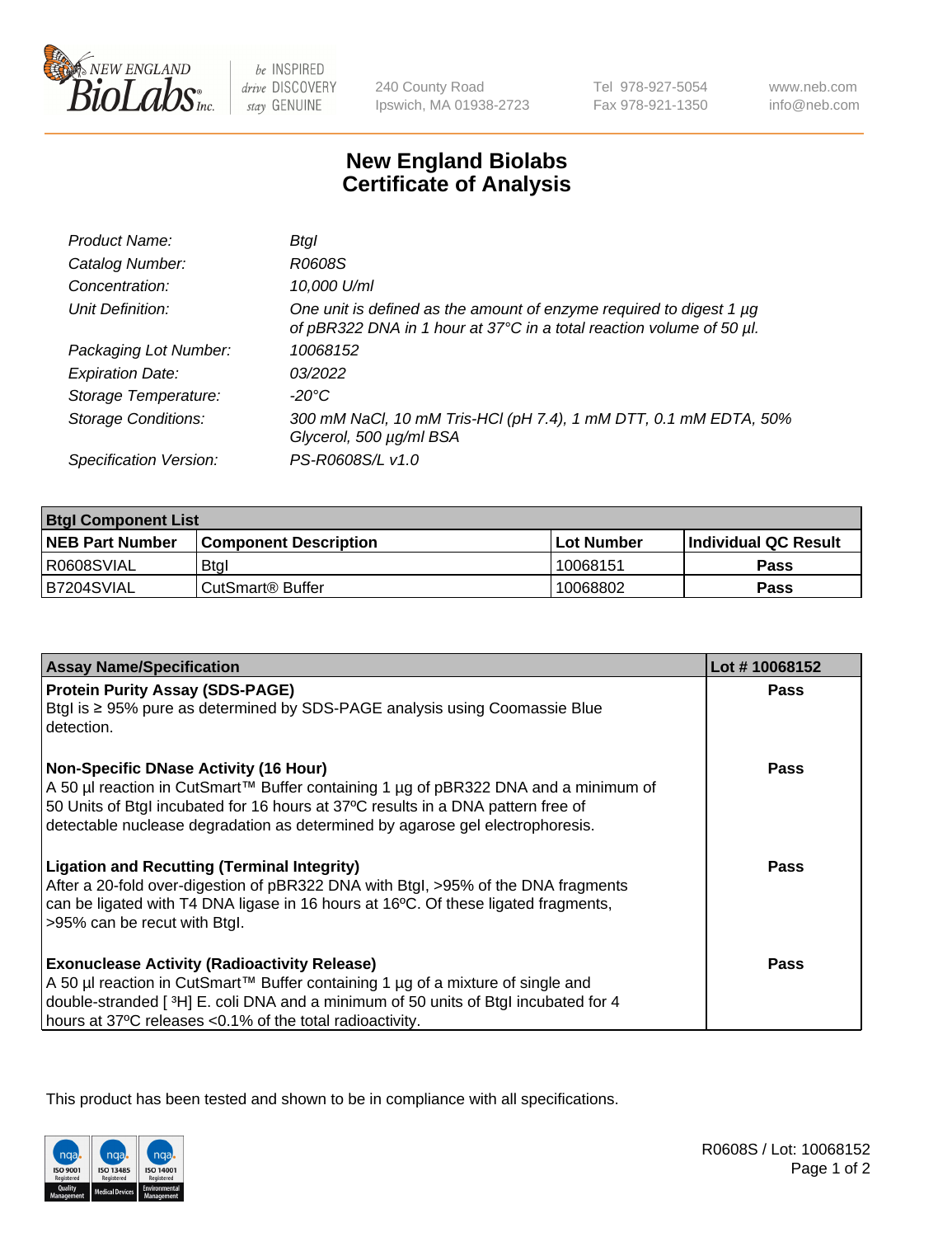New England BioLabs Inc. — be INSPIRED drive DISCOVERY stay GENUINE

240 County Road
Ipswich, MA 01938-2723

Tel 978-927-5054
Fax 978-921-1350

www.neb.com
info@neb.com

# New England Biolabs Certificate of Analysis

| | |
|---|---|
| *Product Name:* | *BtgI* |
| *Catalog Number:* | *R0608S* |
| *Concentration:* | *10,000 U/ml* |
| *Unit Definition:* | *One unit is defined as the amount of enzyme required to digest 1 µg of pBR322 DNA in 1 hour at 37°C in a total reaction volume of 50 µl.* |
| *Packaging Lot Number:* | *10068152* |
| *Expiration Date:* | *03/2022* |
| *Storage Temperature:* | *-20°C* |
| *Storage Conditions:* | *300 mM NaCl, 10 mM Tris-HCl (pH 7.4), 1 mM DTT, 0.1 mM EDTA, 50% Glycerol, 500 µg/ml BSA* |
| *Specification Version:* | *PS-R0608S/L v1.0* |

| **BtgI Component List** | | | |
|---|---|---|---|
| **NEB Part Number** | **Component Description** | **Lot Number** | **Individual QC Result** |
| R0608SVIAL | BtgI | 10068151 | **Pass** |
| B7204SVIAL | CutSmart® Buffer | 10068802 | **Pass** |

| **Assay Name/Specification** | **Lot # 10068152** |
|---|---|
| **Protein Purity Assay (SDS-PAGE)**<br>BtgI is ≥ 95% pure as determined by SDS-PAGE analysis using Coomassie Blue detection. | **Pass** |
| **Non-Specific DNase Activity (16 Hour)**<br>A 50 µl reaction in CutSmart™ Buffer containing 1 µg of pBR322 DNA and a minimum of 50 Units of BtgI incubated for 16 hours at 37ºC results in a DNA pattern free of detectable nuclease degradation as determined by agarose gel electrophoresis. | **Pass** |
| **Ligation and Recutting (Terminal Integrity)**<br>After a 20-fold over-digestion of pBR322 DNA with BtgI, >95% of the DNA fragments can be ligated with T4 DNA ligase in 16 hours at 16ºC. Of these ligated fragments, >95% can be recut with BtgI. | **Pass** |
| **Exonuclease Activity (Radioactivity Release)**<br>A 50 µl reaction in CutSmart™ Buffer containing 1 µg of a mixture of single and double-stranded [ $^3$H] E. coli DNA and a minimum of 50 units of BtgI incubated for 4 hours at 37ºC releases <0.1% of the total radioactivity. | **Pass** |

This product has been tested and shown to be in compliance with all specifications.

R0608S / Lot: 10068152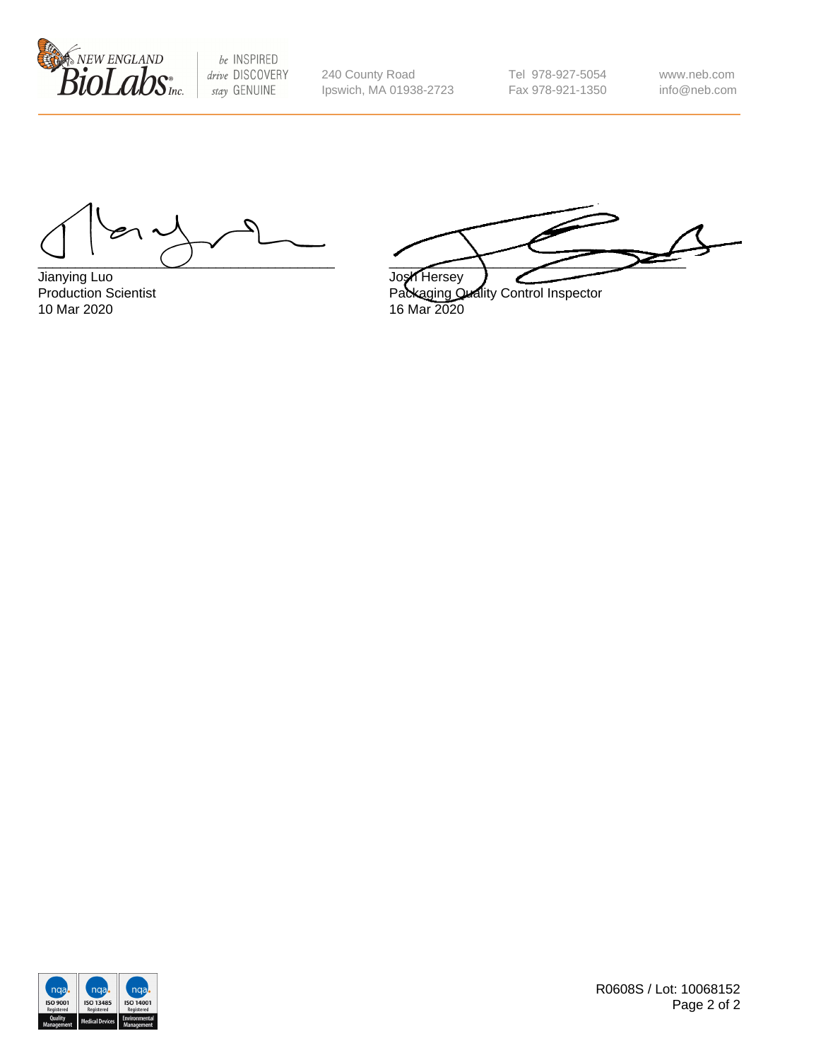Jianying Luo
Production Scientist
10 Mar 2020

Josh Hersey
Packaging Quality Control Inspector
16 Mar 2020

R0608S / Lot: 10068152